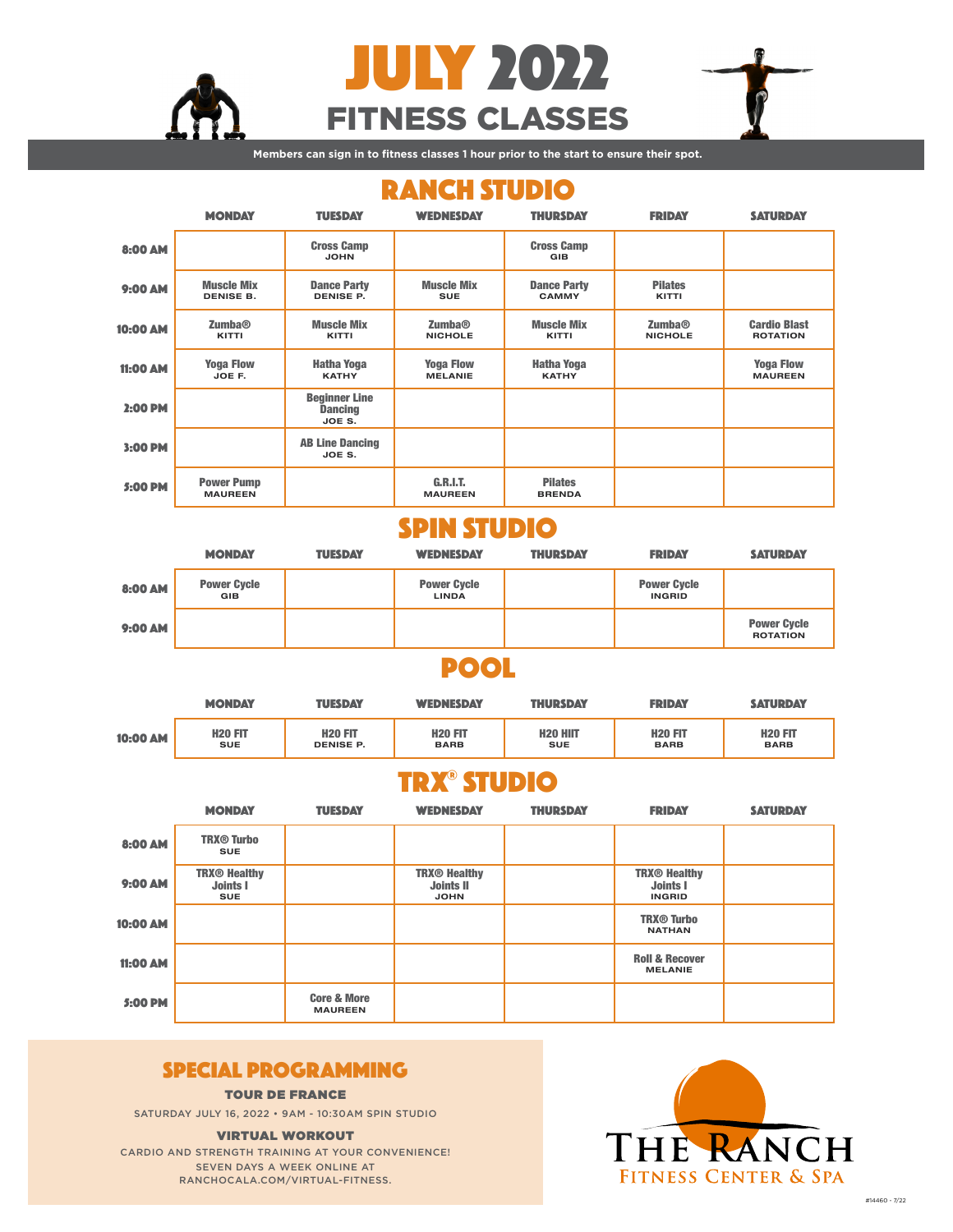# JULY 2022 FITNESS CLASSES

Members can sign in to fitness classes 1 hour prior to the start to ensure their spot.

## RANCH STUDIO

| | MONDAY | TUESDAY | WEDNESDAY | THURSDAY | FRIDAY | SATURDAY |
|---|---|---|---|---|---|---|
| 8:00 AM | | Cross Camp<br>JOHN | | Cross Camp<br>GIB | | |
| 9:00 AM | Muscle Mix<br>DENISE B. | Dance Party<br>DENISE P. | Muscle Mix<br>SUE | Dance Party<br>CAMMY | Pilates<br>KITTI | |
| 10:00 AM | Zumba®<br>KITTI | Muscle Mix<br>KITTI | Zumba®<br>NICHOLE | Muscle Mix<br>KITTI | Zumba®<br>NICHOLE | Cardio Blast<br>ROTATION |
| 11:00 AM | Yoga Flow<br>JOE F. | Hatha Yoga<br>KATHY | Yoga Flow<br>MELANIE | Hatha Yoga<br>KATHY | | Yoga Flow<br>MAUREEN |
| 2:00 PM | | Beginner Line Dancing<br>JOE S. | | | | |
| 3:00 PM | | AB Line Dancing<br>JOE S. | | | | |
| 5:00 PM | Power Pump<br>MAUREEN | | G.R.I.T.<br>MAUREEN | Pilates<br>BRENDA | | |

## SPIN STUDIO

| | MONDAY | TUESDAY | WEDNESDAY | THURSDAY | FRIDAY | SATURDAY |
|---|---|---|---|---|---|---|
| 8:00 AM | Power Cycle<br>GIB | | Power Cycle<br>LINDA | | Power Cycle<br>INGRID | |
| 9:00 AM | | | | | | Power Cycle<br>ROTATION |

## POOL

| | MONDAY | TUESDAY | WEDNESDAY | THURSDAY | FRIDAY | SATURDAY |
|---|---|---|---|---|---|---|
| 10:00 AM | H20 FIT<br>SUE | H20 FIT<br>DENISE P. | H20 FIT<br>BARB | H20 HIIT<br>SUE | H20 FIT<br>BARB | H20 FIT<br>BARB |

## TRX® STUDIO

| | MONDAY | TUESDAY | WEDNESDAY | THURSDAY | FRIDAY | SATURDAY |
|---|---|---|---|---|---|---|
| 8:00 AM | TRX® Turbo<br>SUE | | | | | |
| 9:00 AM | TRX® Healthy Joints I<br>SUE | | TRX® Healthy Joints II<br>JOHN | | TRX® Healthy Joints I<br>INGRID | |
| 10:00 AM | | | | | TRX® Turbo<br>NATHAN | |
| 11:00 AM | | | | | Roll & Recover<br>MELANIE | |
| 5:00 PM | | Core & More<br>MAUREEN | | | | |

## SPECIAL PROGRAMMING

### TOUR DE FRANCE

SATURDAY JULY 16, 2022 • 9AM - 10:30AM SPIN STUDIO

### VIRTUAL WORKOUT

CARDIO AND STRENGTH TRAINING AT YOUR CONVENIENCE!
SEVEN DAYS A WEEK ONLINE AT
RANCHOCALA.COM/VIRTUAL-FITNESS.

THE RANCH
FITNESS CENTER & SPA

#14460 - 7/22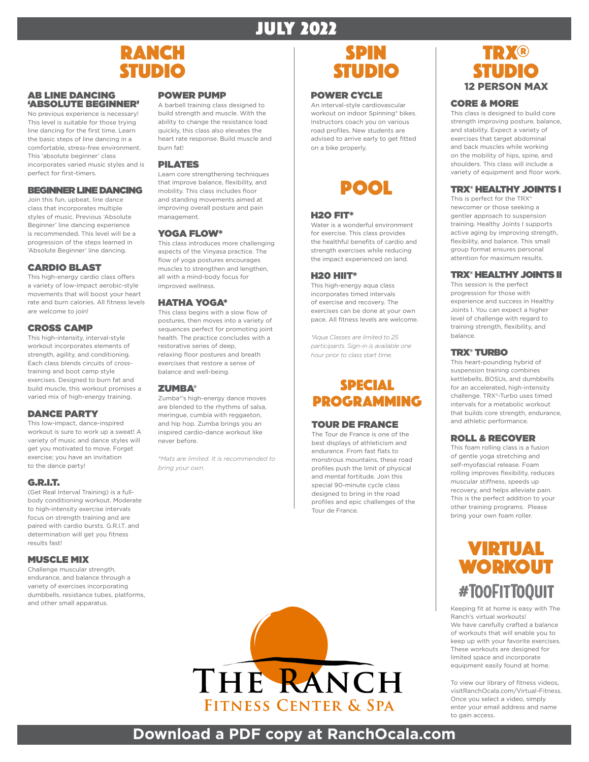# JULY 2022

## RANCH STUDIO

### AB LINE DANCING 'ABSOLUTE BEGINNER'

No previous experience is necessary! This level is suitable for those trying line dancing for the first time. Learn the basic steps of line dancing in a comfortable, stress-free environment. This 'absolute beginner' class incorporates varied music styles and is perfect for first-timers.

### BEGINNER LINE DANCING

Join this fun, upbeat, line dance class that incorporates multiple styles of music. Previous 'Absolute Beginner' line dancing experience is recommended. This level will be a progression of the steps learned in 'Absolute Beginner' line dancing.

### CARDIO BLAST

This high-energy cardio class offers a variety of low-impact aerobic-style movements that will boost your heart rate and burn calories. All fitness levels are welcome to join!

### CROSS CAMP

This high-intensity, interval-style workout incorporates elements of strength, agility, and conditioning. Each class blends circuits of cross-training and boot camp style exercises. Designed to burn fat and build muscle, this workout promises a varied mix of high-energy training.

### DANCE PARTY

This low-impact, dance-inspired workout is sure to work up a sweat! A variety of music and dance styles will get you motivated to move. Forget exercise; you have an invitation to the dance party!

### G.R.I.T.

(Get Real Interval Training) is a full-body conditioning workout. Moderate to high-intensity exercise intervals focus on strength training and are paired with cardio bursts. G.R.I.T. and determination will get you fitness results fast!

### MUSCLE MIX

Challenge muscular strength, endurance, and balance through a variety of exercises incorporating dumbbells, resistance tubes, platforms, and other small apparatus.

### POWER PUMP

A barbell training class designed to build strength and muscle. With the ability to change the resistance load quickly, this class also elevates the heart rate response. Build muscle and burn fat!

### PILATES

Learn core strengthening techniques that improve balance, flexibility, and mobility. This class includes floor and standing movements aimed at improving overall posture and pain management.

### YOGA FLOW*

This class introduces more challenging aspects of the Vinyasa practice. The flow of yoga postures encourages muscles to strengthen and lengthen, all with a mind-body focus for improved wellness.

### HATHA YOGA*

This class begins with a slow flow of postures, then moves into a variety of sequences perfect for promoting joint health. The practice concludes with a restorative series of deep, relaxing floor postures and breath exercises that restore a sense of balance and well-being.

### ZUMBA®

Zumba®'s high-energy dance moves are blended to the rhythms of salsa, meringue, cumbia with reggaeton, and hip hop. Zumba brings you an inspired cardio-dance workout like never before.

*\*Mats are limited. It is recommended to bring your own.*

## SPIN STUDIO

### POWER CYCLE

An interval-style cardiovascular workout on indoor Spinning® bikes. Instructors coach you on various road profiles. New students are advised to arrive early to get fitted on a bike properly.

## POOL

### H2O FIT*

Water is a wonderful environment for exercise. This class provides the healthful benefits of cardio and strength exercises while reducing the impact experienced on land.

### H2O HIIT*

This high-energy aqua class incorporates timed intervals of exercise and recovery. The exercises can be done at your own pace. All fitness levels are welcome.

*\*Aqua Classes are limited to 25 participants. Sign-in is available one hour prior to class start time.*

## SPECIAL PROGRAMMING

### TOUR DE FRANCE

The Tour de France is one of the best displays of athleticism and endurance. From fast flats to monstrous mountains, these road profiles push the limit of physical and mental fortitude. Join this special 90-minute cycle class designed to bring in the road profiles and epic challenges of the Tour de France.

## TRX® STUDIO

**12 PERSON MAX**

### CORE & MORE

This class is designed to build core strength improving posture, balance, and stability. Expect a variety of exercises that target abdominal and back muscles while working on the mobility of hips, spine, and shoulders. This class will include a variety of equipment and floor work.

### TRX® HEALTHY JOINTS I

This is perfect for the TRX® newcomer or those seeking a gentler approach to suspension training. Healthy Joints I supports active aging by improving strength, flexibility, and balance. This small group format ensures personal attention for maximum results.

### TRX® HEALTHY JOINTS II

This session is the perfect progression for those with experience and success in Healthy Joints I. You can expect a higher level of challenge with regard to training strength, flexibility, and balance.

### TRX® TURBO

This heart-pounding hybrid of suspension training combines kettlebells, BOSUs, and dumbbells for an accelerated, high-intensity challenge. TRX®-Turbo uses timed intervals for a metabolic workout that builds core strength, endurance, and athletic performance.

### ROLL & RECOVER

This foam rolling class is a fusion of gentle yoga stretching and self-myofascial release. Foam rolling improves flexibility, reduces muscular stiffness, speeds up recovery, and helps alleviate pain. This is the perfect addition to your other training programs. Please bring your own foam roller.

## VIRTUAL WORKOUT

**#TOOFITTOQUIT**

Keeping fit at home is easy with The Ranch's virtual workouts! We have carefully crafted a balance of workouts that will enable you to keep up with your favorite exercises. These workouts are designed for limited space and incorporate equipment easily found at home.

To view our library of fitness videos, visitRanchOcala.com/Virtual-Fitness. Once you select a video, simply enter your email address and name to gain access.

THE RANCH
FITNESS CENTER & SPA

**Download a PDF copy at RanchOcala.com**